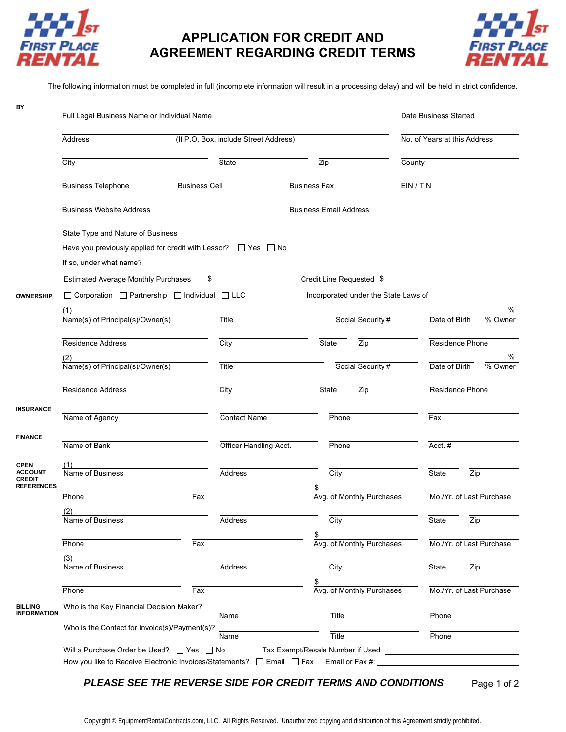# APPLICATION FOR CREDIT AND AGREEMENT REGARDING CREDIT TERMS

The following information must be completed in full (incomplete information will result in a processing delay) and will be held in strict confidence.

**BY**

Full Legal Business Name or Individual Name ____________________ Date Business Started ____________________

Address ____________________ (If P.O. Box, include Street Address) ____________________ No. of Years at this Address ____________________

City ____________________ State ____________________ Zip ____________________ County ____________________

Business Telephone ____________________ Business Cell ____________________ Business Fax ____________________ EIN / TIN ____________________

Business Website Address ____________________ Business Email Address ____________________

State Type and Nature of Business ____________________

Have you previously applied for credit with Lessor? ☐ Yes ☐ No

If so, under what name? ____________________

Estimated Average Monthly Purchases $ ____________________ Credit Line Requested $ ____________________

**OWNERSHIP**

☐ Corporation ☐ Partnership ☐ Individual ☐ LLC Incorporated under the State Laws of ____________________

(1) Name(s) of Principal(s)/Owner(s) ____________________ Title ____________________ Social Security # ____________________ Date of Birth ____________________ % Owner ______ %

Residence Address ____________________ City ____________________ State ______ Zip ______ Residence Phone ____________________

(2) Name(s) of Principal(s)/Owner(s) ____________________ Title ____________________ Social Security # ____________________ Date of Birth ____________________ % Owner ______ %

Residence Address ____________________ City ____________________ State ______ Zip ______ Residence Phone ____________________

**INSURANCE**

Name of Agency ____________________ Contact Name ____________________ Phone ____________________ Fax ____________________

**FINANCE**

Name of Bank ____________________ Officer Handling Acct. ____________________ Phone ____________________ Acct. # ____________________

**OPEN ACCOUNT CREDIT REFERENCES**

(1) Name of Business ____________________ Address ____________________ City ____________________ State ______ Zip ______

Phone ____________________ Fax ____________________ Avg. of Monthly Purchases $ ____________________ Mo./Yr. of Last Purchase ____________________

(2) Name of Business ____________________ Address ____________________ City ____________________ State ______ Zip ______

Phone ____________________ Fax ____________________ Avg. of Monthly Purchases $ ____________________ Mo./Yr. of Last Purchase ____________________

(3) Name of Business ____________________ Address ____________________ City ____________________ State ______ Zip ______

Phone ____________________ Fax ____________________ Avg. of Monthly Purchases $ ____________________ Mo./Yr. of Last Purchase ____________________

**BILLING INFORMATION**

Who is the Key Financial Decision Maker? Name ____________________ Title ____________________ Phone ____________________

Who is the Contact for Invoice(s)/Payment(s)? Name ____________________ Title ____________________ Phone ____________________

Will a Purchase Order be Used? ☐ Yes ☐ No Tax Exempt/Resale Number if Used ____________________

How you like to Receive Electronic Invoices/Statements? ☐ Email ☐ Fax Email or Fax #: ____________________

***PLEASE SEE THE REVERSE SIDE FOR CREDIT TERMS AND CONDITIONS***

Copyright © EquipmentRentalContracts.com, LLC. All Rights Reserved. Unauthorized copying and distribution of this Agreement strictly prohibited.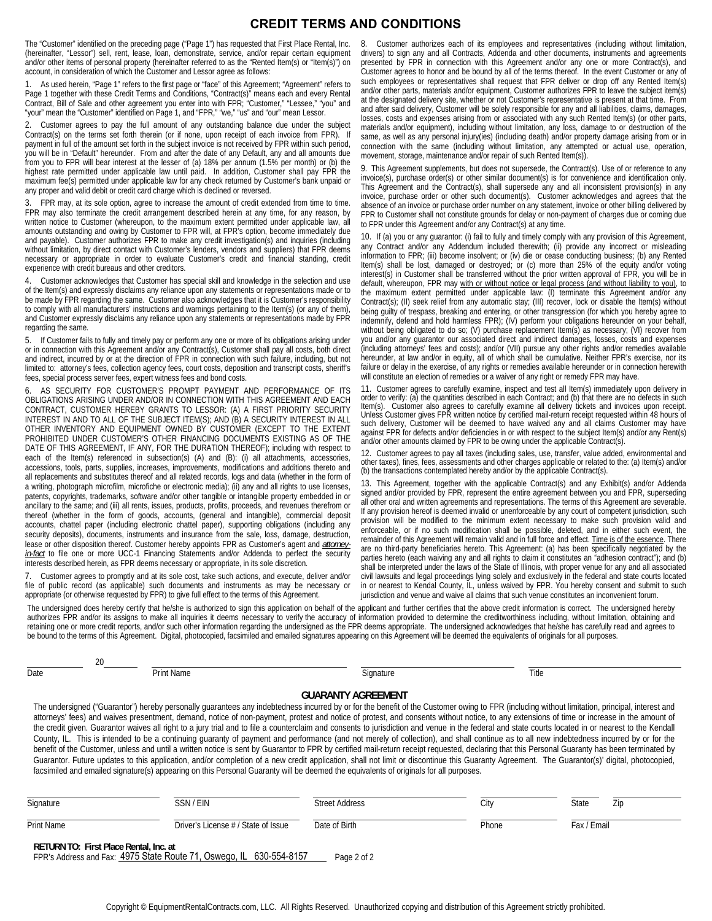# CREDIT TERMS AND CONDITIONS

The "Customer" identified on the preceding page ("Page 1") has requested that First Place Rental, Inc. (hereinafter, "Lessor") sell, rent, lease, loan, demonstrate, service, and/or repair certain equipment and/or other items of personal property (hereinafter referred to as the "Rented Item(s) or "Item(s)") on account, in consideration of which the Customer and Lessor agree as follows:

1. As used herein, "Page 1" refers to the first page or "face" of this Agreement; "Agreement" refers to Page 1 together with these Credit Terms and Conditions, "Contract(s)" means each and every Rental Contract, Bill of Sale and other agreement you enter into with FPR; "Customer," "Lessee," "you" and "your" mean the "Customer" identified on Page 1, and "FPR," "we," "us" and "our" mean Lessor.

2. Customer agrees to pay the full amount of any outstanding balance due under the subject Contract(s) on the terms set forth therein (or if none, upon receipt of each invoice from FPR). If payment in full of the amount set forth in the subject invoice is not received by FPR within such period, you will be in "Default" hereunder. From and after the date of any Default, any and all amounts due from you to FPR will bear interest at the lesser of (a) 18% per annum (1.5% per month) or (b) the highest rate permitted under applicable law until paid. In addition, Customer shall pay FPR the maximum fee(s) permitted under applicable law for any check returned by Customer's bank unpaid or any proper and valid debit or credit card charge which is declined or reversed.

3. FPR may, at its sole option, agree to increase the amount of credit extended from time to time. FPR may also terminate the credit arrangement described herein at any time, for any reason, by written notice to Customer (whereupon, to the maximum extent permitted under applicable law, all amounts outstanding and owing by Customer to FPR will, at FPR's option, become immediately due and payable). Customer authorizes FPR to make any credit investigation(s) and inquiries (including without limitation, by direct contact with Customer's lenders, vendors and suppliers) that FPR deems necessary or appropriate in order to evaluate Customer's credit and financial standing, credit experience with credit bureaus and other creditors.

4. Customer acknowledges that Customer has special skill and knowledge in the selection and use of the Item(s) and expressly disclaims any reliance upon any statements or representations made or to be made by FPR regarding the same. Customer also acknowledges that it is Customer's responsibility to comply with all manufacturers' instructions and warnings pertaining to the Item(s) (or any of them), and Customer expressly disclaims any reliance upon any statements or representations made by FPR regarding the same.

5. If Customer fails to fully and timely pay or perform any one or more of its obligations arising under or in connection with this Agreement and/or any Contract(s), Customer shall pay all costs, both direct and indirect, incurred by or at the direction of FPR in connection with such failure, including, but not limited to: attorney's fees, collection agency fees, court costs, deposition and transcript costs, sheriff's fees, special process server fees, expert witness fees and bond costs.

6. AS SECURITY FOR CUSTOMER'S PROMPT PAYMENT AND PERFORMANCE OF ITS OBLIGATIONS ARISING UNDER AND/OR IN CONNECTION WITH THIS AGREEMENT AND EACH CONTRACT, CUSTOMER HEREBY GRANTS TO LESSOR: (A) A FIRST PRIORITY SECURITY INTEREST IN AND TO ALL OF THE SUBJECT ITEM(S); AND (B) A SECURITY INTEREST IN ALL OTHER INVENTORY AND EQUIPMENT OWNED BY CUSTOMER (EXCEPT TO THE EXTENT PROHIBITED UNDER CUSTOMER'S OTHER FINANCING DOCUMENTS EXISTING AS OF THE DATE OF THIS AGREEMENT, IF ANY, FOR THE DURATION THEREOF); including with respect to each of the Item(s) referenced in subsection(s) (A) and (B): (i) all attachments, accessories, accessions, tools, parts, supplies, increases, improvements, modifications and additions thereto and all replacements and substitutes thereof and all related records, logs and data (whether in the form of a writing, photograph microfilm, microfiche or electronic media); (ii) any and all rights to use licenses, patents, copyrights, trademarks, software and/or other tangible or intangible property embedded in or ancillary to the same; and (iii) all rents, issues, products, profits, proceeds, and revenues therefrom or thereof (whether in the form of goods, accounts, (general and intangible), commercial deposit accounts, chattel paper (including electronic chattel paper), supporting obligations (including any security deposits), documents, instruments and insurance from the sale, loss, damage, destruction, lease or other disposition thereof. Customer hereby appoints FPR as Customer's agent and ***attorney-in-fact*** to file one or more UCC-1 Financing Statements and/or Addenda to perfect the security interests described herein, as FPR deems necessary or appropriate, in its sole discretion.

7. Customer agrees to promptly and at its sole cost, take such actions, and execute, deliver and/or file of public record (as applicable) such documents and instruments as may be necessary or appropriate (or otherwise requested by FPR) to give full effect to the terms of this Agreement.

8. Customer authorizes each of its employees and representatives (including without limitation, drivers) to sign any and all Contracts, Addenda and other documents, instruments and agreements presented by FPR in connection with this Agreement and/or any one or more Contract(s), and Customer agrees to honor and be bound by all of the terms thereof. In the event Customer or any of such employees or representatives shall request that FPR deliver or drop off any Rented Item(s) and/or other parts, materials and/or equipment, Customer authorizes FPR to leave the subject item(s) at the designated delivery site, whether or not Customer's representative is present at that time. From and after said delivery, Customer will be solely responsible for any and all liabilities, claims, damages, losses, costs and expenses arising from or associated with any such Rented Item(s) (or other parts, materials and/or equipment), including without limitation, any loss, damage to or destruction of the same, as well as any personal injury(ies) (including death) and/or property damage arising from or in connection with the same (including without limitation, any attempted or actual use, operation, movement, storage, maintenance and/or repair of such Rented Item(s)).

9. This Agreement supplements, but does not supersede, the Contract(s). Use of or reference to any invoice(s), purchase order(s) or other similar document(s) is for convenience and identification only. This Agreement and the Contract(s), shall supersede any and all inconsistent provision(s) in any invoice, purchase order or other such document(s). Customer acknowledges and agrees that the absence of an invoice or purchase order number on any statement, invoice or other billing delivered by FPR to Customer shall not constitute grounds for delay or non-payment of charges due or coming due to FPR under this Agreement and/or any Contract(s) at any time.

10. If (a) you or any guarantor: (i) fail to fully and timely comply with any provision of this Agreement, any Contract and/or any Addendum included therewith; (ii) provide any incorrect or misleading information to FPR; (iii) become insolvent; or (iv) die or cease conducting business; (b) any Rented Item(s) shall be lost, damaged or destroyed; or (c) more than 25% of the equity and/or voting interest(s) in Customer shall be transferred without the prior written approval of FPR, you will be in default, whereupon, FPR may <u>with or without notice or legal process (and without liability to you)</u>, to the maximum extent permitted under applicable law: (I) terminate this Agreement and/or any Contract(s); (II) seek relief from any automatic stay; (III) recover, lock or disable the Item(s) without being guilty of trespass, breaking and entering, or other transgression (for which you hereby agree to indemnify, defend and hold harmless FPR); (IV) perform your obligations hereunder on your behalf, without being obligated to do so; (V) purchase replacement Item(s) as necessary; (VI) recover from you and/or any guarantor our associated direct and indirect damages, losses, costs and expenses (including attorneys' fees and costs); and/or (VII) pursue any other rights and/or remedies available hereunder, at law and/or in equity, all of which shall be cumulative. Neither FPR's exercise, nor its failure or delay in the exercise, of any rights or remedies available hereunder or in connection herewith will constitute an election of remedies or a waiver of any right or remedy FPR may have.

11. Customer agrees to carefully examine, inspect and test all Item(s) immediately upon delivery in order to verify: (a) the quantities described in each Contract; and (b) that there are no defects in such Item(s). Customer also agrees to carefully examine all delivery tickets and invoices upon receipt. Unless Customer gives FPR written notice by certified mail-return receipt requested within 48 hours of such delivery, Customer will be deemed to have waived any and all claims Customer may have against FPR for defects and/or deficiencies in or with respect to the subject Item(s) and/or any Rent(s) and/or other amounts claimed by FPR to be owing under the applicable Contract(s).

12. Customer agrees to pay all taxes (including sales, use, transfer, value added, environmental and other taxes), fines, fees, assessments and other charges applicable or related to the: (a) Item(s) and/or (b) the transactions contemplated hereby and/or by the applicable Contract(s).

13. This Agreement, together with the applicable Contract(s) and any Exhibit(s) and/or Addenda signed and/or provided by FPR, represent the entire agreement between you and FPR, superseding all other oral and written agreements and representations. The terms of this Agreement are severable. If any provision hereof is deemed invalid or unenforceable by any court of competent jurisdiction, such provision will be modified to the minimum extent necessary to make such provision valid and enforceable, or if no such modification shall be possible, deleted, and in either such event, the remainder of this Agreement will remain valid and in full force and effect. <u>Time is of the essence</u>. There are no third-party beneficiaries hereto. This Agreement: (a) has been specifically negotiated by the parties hereto (each waiving any and all rights to claim it constitutes an "adhesion contract"); and (b) shall be interpreted under the laws of the State of Illinois, with proper venue for any and all associated civil lawsuits and legal proceedings lying solely and exclusively in the federal and state courts located in or nearest to Kendall County, IL, unless waived by FPR. You hereby consent and submit to such jurisdiction and venue and waive all claims that such venue constitutes an inconvenient forum.

The undersigned does hereby certify that he/she is authorized to sign this application on behalf of the applicant and further certifies that the above credit information is correct. The undersigned hereby authorizes FPR and/or its assigns to make all inquiries it deems necessary to verify the accuracy of information provided to determine the creditworthiness including, without limitation, obtaining and retaining one or more credit reports, and/or such other information regarding the undersigned as the FPR deems appropriate. The undersigned acknowledges that he/she has carefully read and agrees to be bound to the terms of this Agreement. Digital, photocopied, facsimiled and emailed signatures appearing on this Agreement will be deemed the equivalents of originals for all purposes.

_____________ 20_______ _______________________________ _______________________________ _______________________________

Date Print Name Signature Title

## GUARANTY AGREEMENT

The undersigned ("Guarantor") hereby personally guarantees any indebtedness incurred by or for the benefit of the Customer owing to FPR (including without limitation, principal, interest and attorneys' fees) and waives presentment, demand, notice of non-payment, protest and notice of protest, and consents without notice, to any extensions of time or increase in the amount of the credit given. Guarantor waives all right to a jury trial and to file a counterclaim and consents to jurisdiction and venue in the federal and state courts located in or nearest to the Kendall County, IL. This is intended to be a continuing guaranty of payment and performance (and not merely of collection), and shall continue as to all new indebtedness incurred by or for the benefit of the Customer, unless and until a written notice is sent by Guarantor to FPR by certified mail-return receipt requested, declaring that this Personal Guaranty has been terminated by Guarantor. Future updates to this application, and/or completion of a new credit application, shall not limit or discontinue this Guaranty Agreement. The Guarantor(s)' digital, photocopied, facsimiled and emailed signature(s) appearing on this Personal Guaranty will be deemed the equivalents of originals for all purposes.

| | | | | | |
|---|---|---|---|---|---|
| Signature | SSN / EIN | Street Address | City | State | Zip |
| Print Name | Driver's License # / State of Issue | Date of Birth | Phone | Fax / Email | |

**RETURN TO: First Place Rental, Inc. at**

FPR's Address and Fax: 4975 State Route 71, Oswego, IL 630-554-8157

Copyright © EquipmentRentalContracts.com, LLC. All Rights Reserved. Unauthorized copying and distribution of this Agreement strictly prohibited.